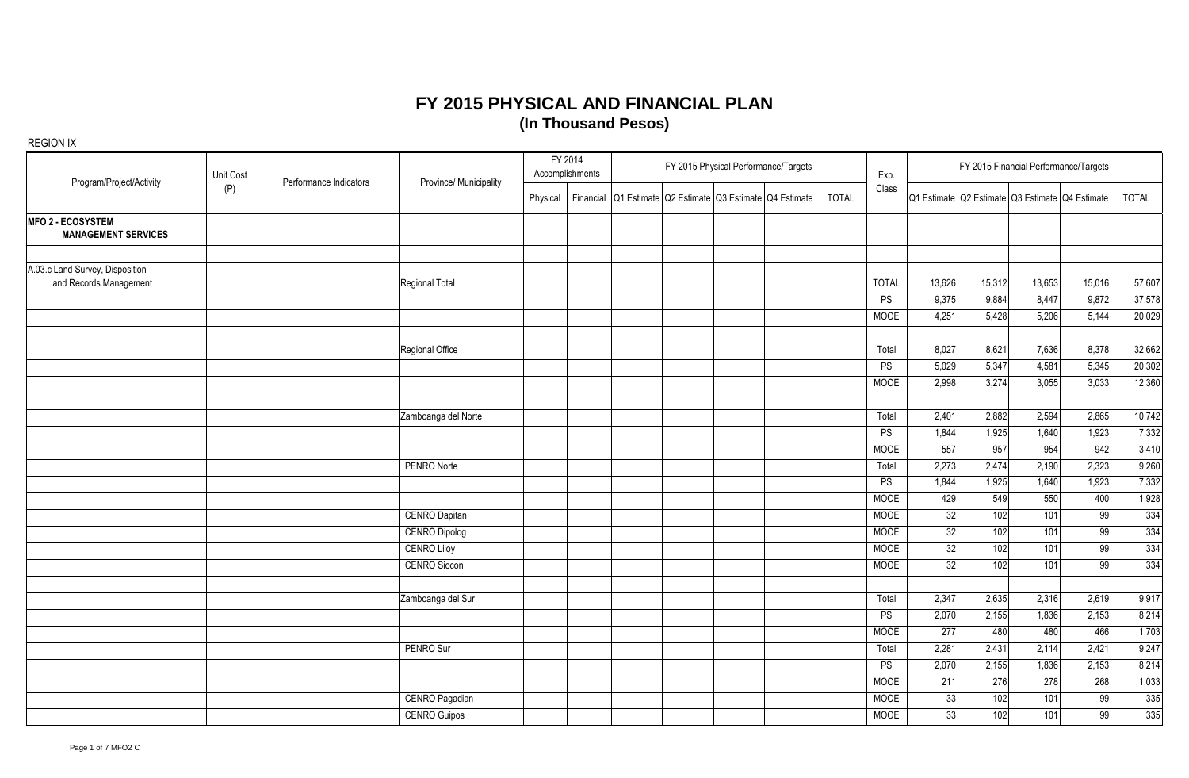# FY 2015 PHYSICAL AND FINANCIAL PLAN
## (In Thousand Pesos)

REGION IX

| Program/Project/Activity | Unit Cost (P) | Performance Indicators | Province/ Municipality | FY 2014 Accomplishments | | FY 2015 Physical Performance/Targets | | | | | Exp. Class | FY 2015 Financial Performance/Targets | | | | |
|---|---|---|---|---|---|---|---|---|---|---|---|---|---|---|---|---|
| | | | | Physical | Financial | Q1 Estimate | Q2 Estimate | Q3 Estimate | Q4 Estimate | TOTAL | | Q1 Estimate | Q2 Estimate | Q3 Estimate | Q4 Estimate | TOTAL |
| **MFO 2 - ECOSYSTEM MANAGEMENT SERVICES** | | | | | | | | | | | | | | | | |
| | | | | | | | | | | | | | | | | |
| A.03.c Land Survey, Disposition and Records Management | | | Regional Total | | | | | | | | TOTAL | 13,626 | 15,312 | 13,653 | 15,016 | 57,607 |
| | | | | | | | | | | | PS | 9,375 | 9,884 | 8,447 | 9,872 | 37,578 |
| | | | | | | | | | | | MOOE | 4,251 | 5,428 | 5,206 | 5,144 | 20,029 |
| | | | | | | | | | | | | | | | | |
| | | | Regional Office | | | | | | | | Total | 8,027 | 8,621 | 7,636 | 8,378 | 32,662 |
| | | | | | | | | | | | PS | 5,029 | 5,347 | 4,581 | 5,345 | 20,302 |
| | | | | | | | | | | | MOOE | 2,998 | 3,274 | 3,055 | 3,033 | 12,360 |
| | | | | | | | | | | | | | | | | |
| | | | Zamboanga del Norte | | | | | | | | Total | 2,401 | 2,882 | 2,594 | 2,865 | 10,742 |
| | | | | | | | | | | | PS | 1,844 | 1,925 | 1,640 | 1,923 | 7,332 |
| | | | | | | | | | | | MOOE | 557 | 957 | 954 | 942 | 3,410 |
| | | | PENRO Norte | | | | | | | | Total | 2,273 | 2,474 | 2,190 | 2,323 | 9,260 |
| | | | | | | | | | | | PS | 1,844 | 1,925 | 1,640 | 1,923 | 7,332 |
| | | | | | | | | | | | MOOE | 429 | 549 | 550 | 400 | 1,928 |
| | | | CENRO Dapitan | | | | | | | | MOOE | 32 | 102 | 101 | 99 | 334 |
| | | | CENRO Dipolog | | | | | | | | MOOE | 32 | 102 | 101 | 99 | 334 |
| | | | CENRO Liloy | | | | | | | | MOOE | 32 | 102 | 101 | 99 | 334 |
| | | | CENRO Siocon | | | | | | | | MOOE | 32 | 102 | 101 | 99 | 334 |
| | | | | | | | | | | | | | | | | |
| | | | Zamboanga del Sur | | | | | | | | Total | 2,347 | 2,635 | 2,316 | 2,619 | 9,917 |
| | | | | | | | | | | | PS | 2,070 | 2,155 | 1,836 | 2,153 | 8,214 |
| | | | | | | | | | | | MOOE | 277 | 480 | 480 | 466 | 1,703 |
| | | | PENRO Sur | | | | | | | | Total | 2,281 | 2,431 | 2,114 | 2,421 | 9,247 |
| | | | | | | | | | | | PS | 2,070 | 2,155 | 1,836 | 2,153 | 8,214 |
| | | | | | | | | | | | MOOE | 211 | 276 | 278 | 268 | 1,033 |
| | | | CENRO Pagadian | | | | | | | | MOOE | 33 | 102 | 101 | 99 | 335 |
| | | | CENRO Guipos | | | | | | | | MOOE | 33 | 102 | 101 | 99 | 335 |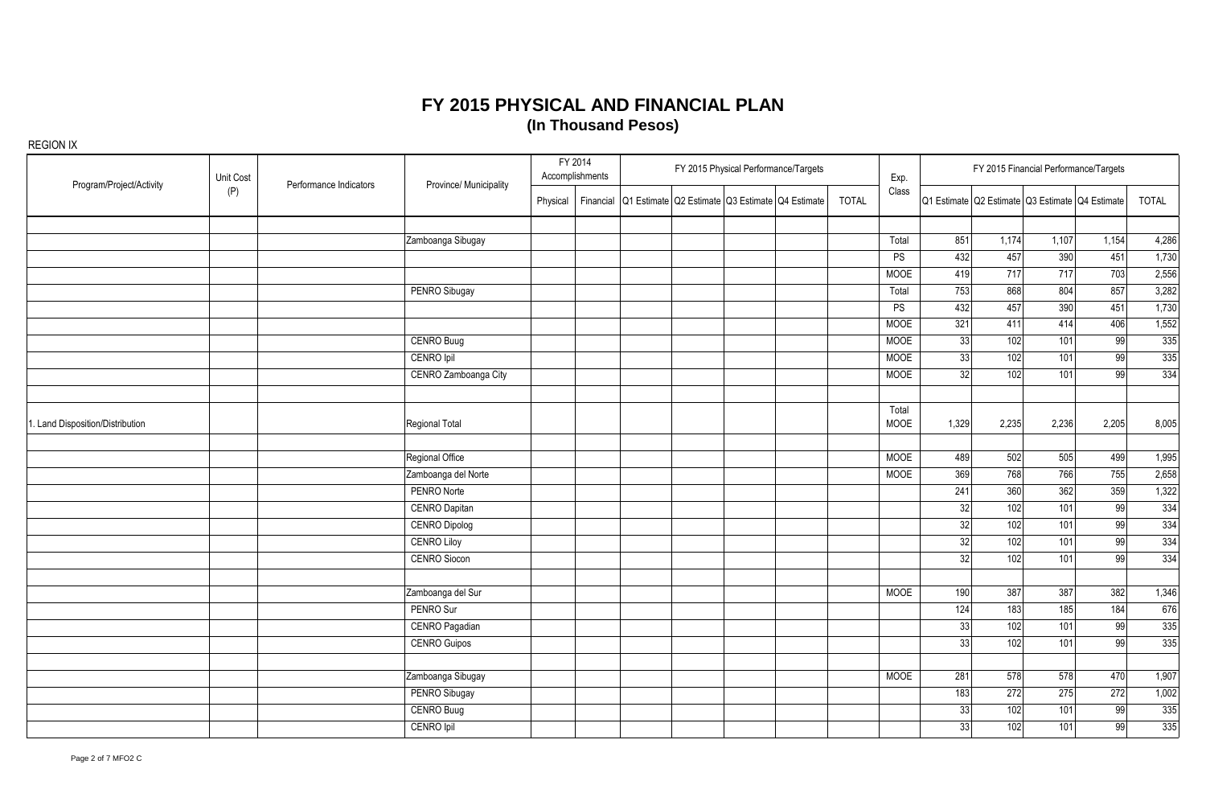# FY 2015 PHYSICAL AND FINANCIAL PLAN

## (In Thousand Pesos)

REGION IX

| Program/Project/Activity | Unit Cost (P) | Performance Indicators | Province/ Municipality | FY 2014 Accomplishments | | FY 2015 Physical Performance/Targets | | | | | Exp. Class | FY 2015 Financial Performance/Targets | | | | |
|---|---|---|---|---|---|---|---|---|---|---|---|---|---|---|---|---|
| | | | | Physical | Financial | Q1 Estimate | Q2 Estimate | Q3 Estimate | Q4 Estimate | TOTAL | | Q1 Estimate | Q2 Estimate | Q3 Estimate | Q4 Estimate | TOTAL |
| | | | Zamboanga Sibugay | | | | | | | | Total | 851 | 1,174 | 1,107 | 1,154 | 4,286 |
| | | | | | | | | | | | PS | 432 | 457 | 390 | 451 | 1,730 |
| | | | | | | | | | | | MOOE | 419 | 717 | 717 | 703 | 2,556 |
| | | | PENRO Sibugay | | | | | | | | Total | 753 | 868 | 804 | 857 | 3,282 |
| | | | | | | | | | | | PS | 432 | 457 | 390 | 451 | 1,730 |
| | | | | | | | | | | | MOOE | 321 | 411 | 414 | 406 | 1,552 |
| | | | CENRO Buug | | | | | | | | MOOE | 33 | 102 | 101 | 99 | 335 |
| | | | CENRO Ipil | | | | | | | | MOOE | 33 | 102 | 101 | 99 | 335 |
| | | | CENRO Zamboanga City | | | | | | | | MOOE | 32 | 102 | 101 | 99 | 334 |
| 1. Land Disposition/Distribution | | | Regional Total | | | | | | | | Total MOOE | 1,329 | 2,235 | 2,236 | 2,205 | 8,005 |
| | | | Regional Office | | | | | | | | MOOE | 489 | 502 | 505 | 499 | 1,995 |
| | | | Zamboanga del Norte | | | | | | | | MOOE | 369 | 768 | 766 | 755 | 2,658 |
| | | | PENRO Norte | | | | | | | | | 241 | 360 | 362 | 359 | 1,322 |
| | | | CENRO Dapitan | | | | | | | | | 32 | 102 | 101 | 99 | 334 |
| | | | CENRO Dipolog | | | | | | | | | 32 | 102 | 101 | 99 | 334 |
| | | | CENRO Liloy | | | | | | | | | 32 | 102 | 101 | 99 | 334 |
| | | | CENRO Siocon | | | | | | | | | 32 | 102 | 101 | 99 | 334 |
| | | | Zamboanga del Sur | | | | | | | | MOOE | 190 | 387 | 387 | 382 | 1,346 |
| | | | PENRO Sur | | | | | | | | | 124 | 183 | 185 | 184 | 676 |
| | | | CENRO Pagadian | | | | | | | | | 33 | 102 | 101 | 99 | 335 |
| | | | CENRO Guipos | | | | | | | | | 33 | 102 | 101 | 99 | 335 |
| | | | Zamboanga Sibugay | | | | | | | | MOOE | 281 | 578 | 578 | 470 | 1,907 |
| | | | PENRO Sibugay | | | | | | | | | 183 | 272 | 275 | 272 | 1,002 |
| | | | CENRO Buug | | | | | | | | | 33 | 102 | 101 | 99 | 335 |
| | | | CENRO Ipil | | | | | | | | | 33 | 102 | 101 | 99 | 335 |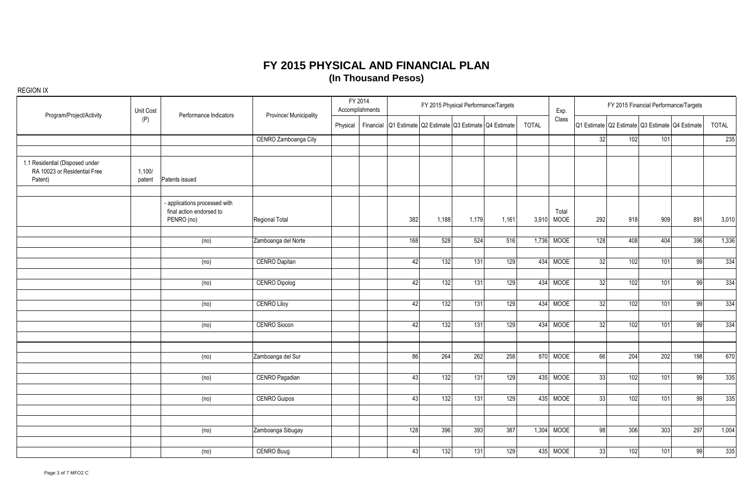# FY 2015 PHYSICAL AND FINANCIAL PLAN
## (In Thousand Pesos)

REGION IX

| Program/Project/Activity | Unit Cost (P) | Performance Indicators | Province/ Municipality | FY 2014 Accomplishments | | FY 2015 Physical Performance/Targets | | | | | Exp. Class | FY 2015 Financial Performance/Targets | | | | |
|---|---|---|---|---|---|---|---|---|---|---|---|---|---|---|---|---|
| | | | | Physical | Financial | Q1 Estimate | Q2 Estimate | Q3 Estimate | Q4 Estimate | TOTAL | | Q1 Estimate | Q2 Estimate | Q3 Estimate | Q4 Estimate | TOTAL |
| | | | CENRO Zamboanga City | | | | | | | | | 32 | 102 | 101 | | 235 |
| 1.1 Residential (Disposed under RA 10023 or Residential Free Patent) | 1,100/ patent | Patents issued | | | | | | | | | | | | | | |
| | | - applications processed with final action endorsed to PENRO (no) | Regional Total | | | 382 | 1,188 | 1,179 | 1,161 | 3,910 | Total MOOE | 292 | 918 | 909 | 891 | 3,010 |
| | | (no) | Zamboanga del Norte | | | 168 | 528 | 524 | 516 | 1,736 | MOOE | 128 | 408 | 404 | 396 | 1,336 |
| | | (no) | CENRO Dapitan | | | 42 | 132 | 131 | 129 | 434 | MOOE | 32 | 102 | 101 | 99 | 334 |
| | | (no) | CENRO Dipolog | | | 42 | 132 | 131 | 129 | 434 | MOOE | 32 | 102 | 101 | 99 | 334 |
| | | (no) | CENRO Liloy | | | 42 | 132 | 131 | 129 | 434 | MOOE | 32 | 102 | 101 | 99 | 334 |
| | | (no) | CENRO Siocon | | | 42 | 132 | 131 | 129 | 434 | MOOE | 32 | 102 | 101 | 99 | 334 |
| | | (no) | Zamboanga del Sur | | | 86 | 264 | 262 | 258 | 870 | MOOE | 66 | 204 | 202 | 198 | 670 |
| | | (no) | CENRO Pagadian | | | 43 | 132 | 131 | 129 | 435 | MOOE | 33 | 102 | 101 | 99 | 335 |
| | | (no) | CENRO Guipos | | | 43 | 132 | 131 | 129 | 435 | MOOE | 33 | 102 | 101 | 99 | 335 |
| | | (no) | Zamboanga Sibugay | | | 128 | 396 | 393 | 387 | 1,304 | MOOE | 98 | 306 | 303 | 297 | 1,004 |
| | | (no) | CENRO Buug | | | 43 | 132 | 131 | 129 | 435 | MOOE | 33 | 102 | 101 | 99 | 335 |

Page 3 of 7 MFO2 C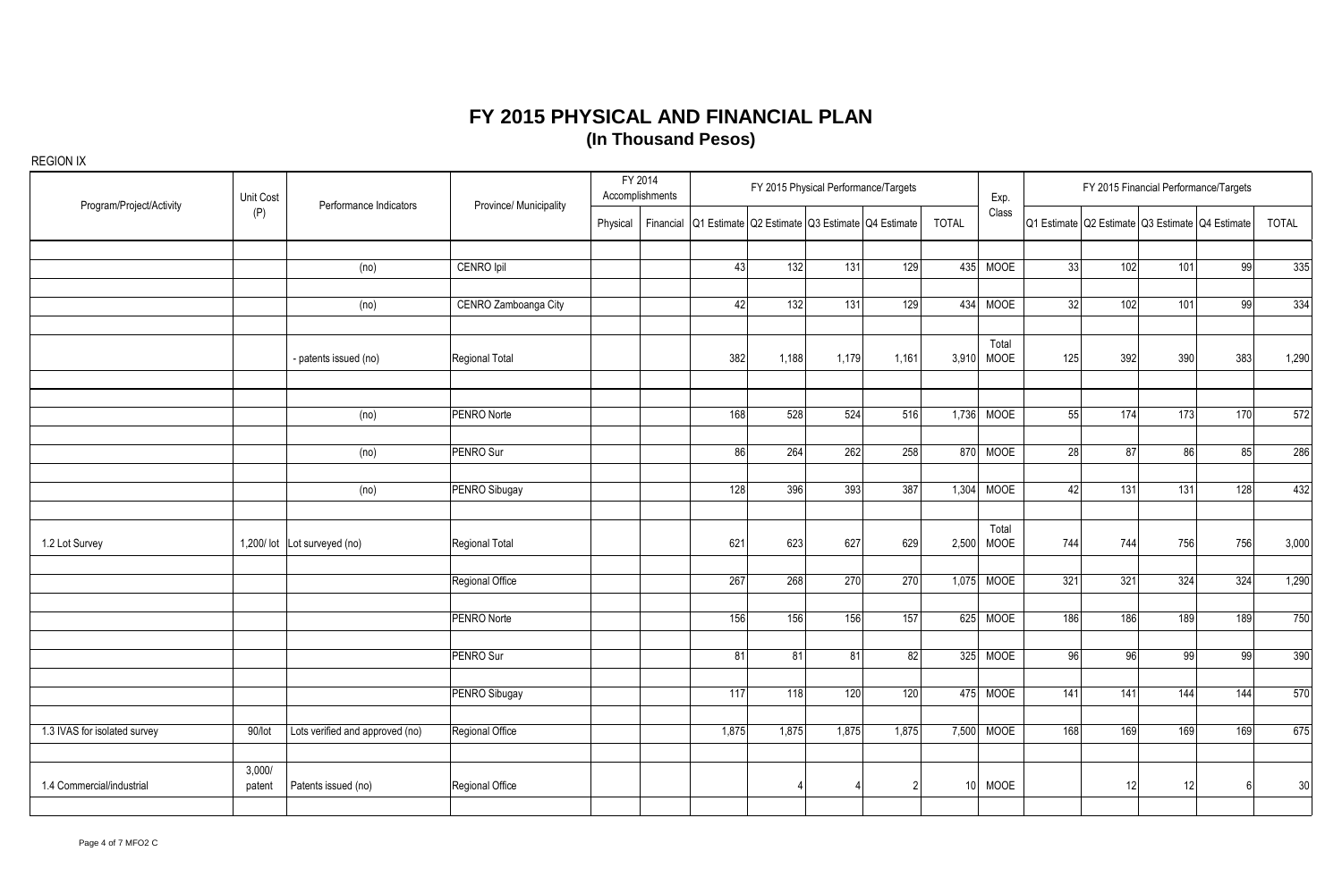# FY 2015 PHYSICAL AND FINANCIAL PLAN
## (In Thousand Pesos)

REGION IX

| Program/Project/Activity | Unit Cost (P) | Performance Indicators | Province/ Municipality | FY 2014 Accomplishments | | FY 2015 Physical Performance/Targets | | | | | Exp. Class | FY 2015 Financial Performance/Targets | | | | |
|---|---|---|---|---|---|---|---|---|---|---|---|---|---|---|---|---|
| | | | | Physical | Financial | Q1 Estimate | Q2 Estimate | Q3 Estimate | Q4 Estimate | TOTAL | | Q1 Estimate | Q2 Estimate | Q3 Estimate | Q4 Estimate | TOTAL |
| | | (no) | CENRO Ipil | | | 43 | 132 | 131 | 129 | 435 | MOOE | 33 | 102 | 101 | 99 | 335 |
| | | (no) | CENRO Zamboanga City | | | 42 | 132 | 131 | 129 | 434 | MOOE | 32 | 102 | 101 | 99 | 334 |
| | | - patents issued (no) | Regional Total | | | 382 | 1,188 | 1,179 | 1,161 | 3,910 | Total MOOE | 125 | 392 | 390 | 383 | 1,290 |
| | | (no) | PENRO Norte | | | 168 | 528 | 524 | 516 | 1,736 | MOOE | 55 | 174 | 173 | 170 | 572 |
| | | (no) | PENRO Sur | | | 86 | 264 | 262 | 258 | 870 | MOOE | 28 | 87 | 86 | 85 | 286 |
| | | (no) | PENRO Sibugay | | | 128 | 396 | 393 | 387 | 1,304 | MOOE | 42 | 131 | 131 | 128 | 432 |
| 1.2 Lot Survey | 1,200/ lot | Lot surveyed (no) | Regional Total | | | 621 | 623 | 627 | 629 | 2,500 | Total MOOE | 744 | 744 | 756 | 756 | 3,000 |
| | | | Regional Office | | | 267 | 268 | 270 | 270 | 1,075 | MOOE | 321 | 321 | 324 | 324 | 1,290 |
| | | | PENRO Norte | | | 156 | 156 | 156 | 157 | 625 | MOOE | 186 | 186 | 189 | 189 | 750 |
| | | | PENRO Sur | | | 81 | 81 | 81 | 82 | 325 | MOOE | 96 | 96 | 99 | 99 | 390 |
| | | | PENRO Sibugay | | | 117 | 118 | 120 | 120 | 475 | MOOE | 141 | 141 | 144 | 144 | 570 |
| 1.3 IVAS for isolated survey | 90/lot | Lots verified and approved (no) | Regional Office | | | 1,875 | 1,875 | 1,875 | 1,875 | 7,500 | MOOE | 168 | 169 | 169 | 169 | 675 |
| 1.4 Commercial/industrial | 3,000/ patent | Patents issued (no) | Regional Office | | | | 4 | 4 | 2 | 10 | MOOE | | 12 | 12 | 6 | 30 |

MFO2 C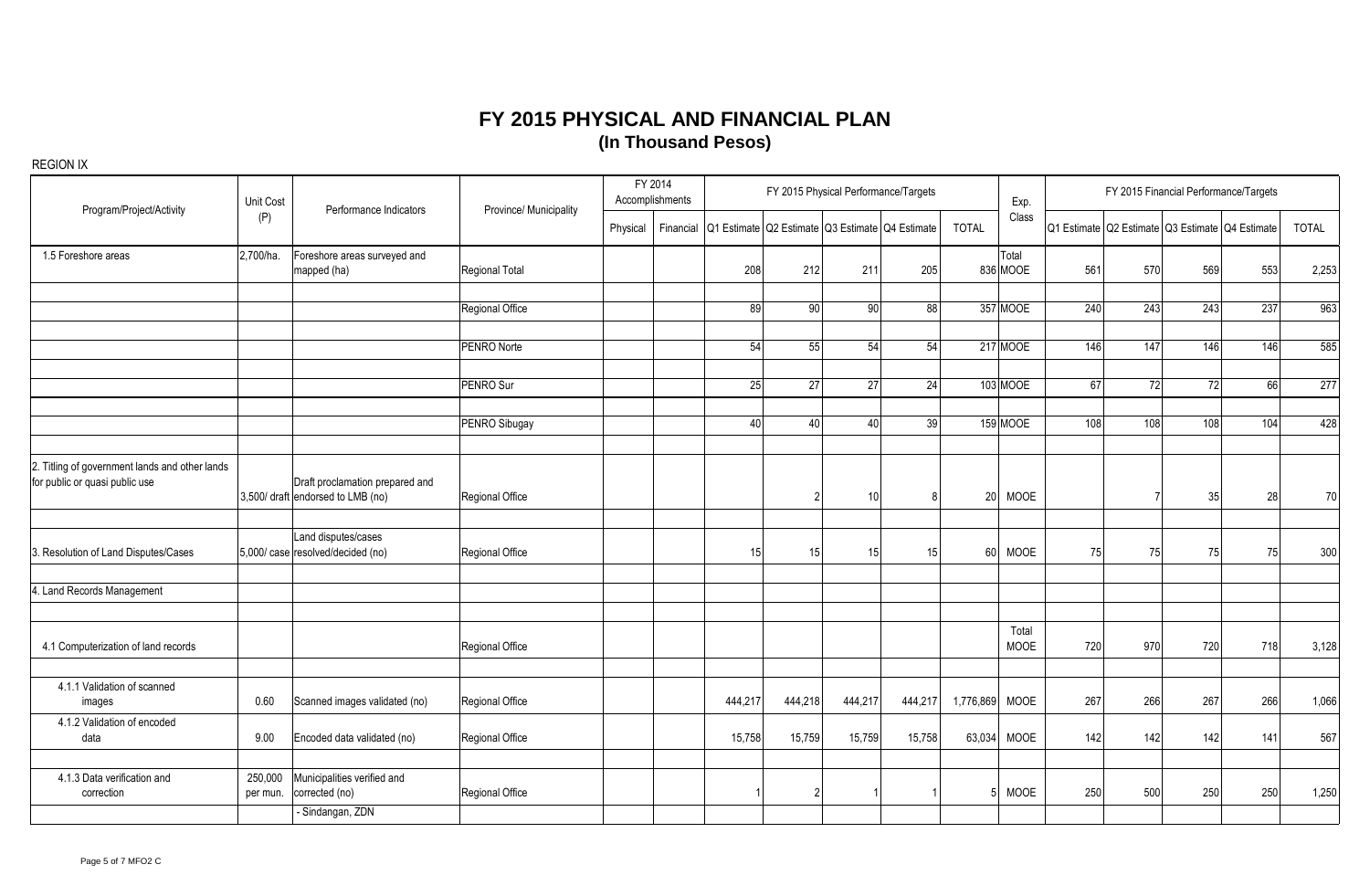# FY 2015 PHYSICAL AND FINANCIAL PLAN

## (In Thousand Pesos)

REGION IX

| Program/Project/Activity | Unit Cost (P) | Performance Indicators | Province/ Municipality | FY 2014 Accomplishments | | FY 2015 Physical Performance/Targets | | | | | Exp. Class | FY 2015 Financial Performance/Targets | | | | |
|---|---|---|---|---|---|---|---|---|---|---|---|---|---|---|---|---|
| | | | | Physical | Financial | Q1 Estimate | Q2 Estimate | Q3 Estimate | Q4 Estimate | TOTAL | | Q1 Estimate | Q2 Estimate | Q3 Estimate | Q4 Estimate | TOTAL |
| 1.5 Foreshore areas | 2,700/ha. | Foreshore areas surveyed and mapped (ha) | Regional Total | | | 208 | 212 | 211 | 205 | 836 | Total MOOE | 561 | 570 | 569 | 553 | 2,253 |
| | | | Regional Office | | | 89 | 90 | 90 | 88 | 357 | MOOE | 240 | 243 | 243 | 237 | 963 |
| | | | PENRO Norte | | | 54 | 55 | 54 | 54 | 217 | MOOE | 146 | 147 | 146 | 146 | 585 |
| | | | PENRO Sur | | | 25 | 27 | 27 | 24 | 103 | MOOE | 67 | 72 | 72 | 66 | 277 |
| | | | PENRO Sibugay | | | 40 | 40 | 40 | 39 | 159 | MOOE | 108 | 108 | 108 | 104 | 428 |
| 2. Titling of government lands and other lands for public or quasi public use | 3,500/ draft | Draft proclamation prepared and endorsed to LMB (no) | Regional Office | | | | 2 | 10 | 8 | 20 | MOOE | | 7 | 35 | 28 | 70 |
| 3. Resolution of Land Disputes/Cases | 5,000/ case | Land disputes/cases resolved/decided (no) | Regional Office | | | 15 | 15 | 15 | 15 | 60 | MOOE | 75 | 75 | 75 | 75 | 300 |
| 4. Land Records Management | | | | | | | | | | | | | | | | |
| 4.1 Computerization of land records | | | Regional Office | | | | | | | | Total MOOE | 720 | 970 | 720 | 718 | 3,128 |
| 4.1.1 Validation of scanned images | 0.60 | Scanned images validated (no) | Regional Office | | | 444,217 | 444,218 | 444,217 | 444,217 | 1,776,869 | MOOE | 267 | 266 | 267 | 266 | 1,066 |
| 4.1.2 Validation of encoded data | 9.00 | Encoded data validated (no) | Regional Office | | | 15,758 | 15,759 | 15,759 | 15,758 | 63,034 | MOOE | 142 | 142 | 142 | 141 | 567 |
| 4.1.3 Data verification and correction | 250,000 per mun. | Municipalities verified and corrected (no) | Regional Office | | | 1 | 2 | 1 | 1 | 5 | MOOE | 250 | 500 | 250 | 250 | 1,250 |
| | | - Sindangan, ZDN | | | | | | | | | | | | | | |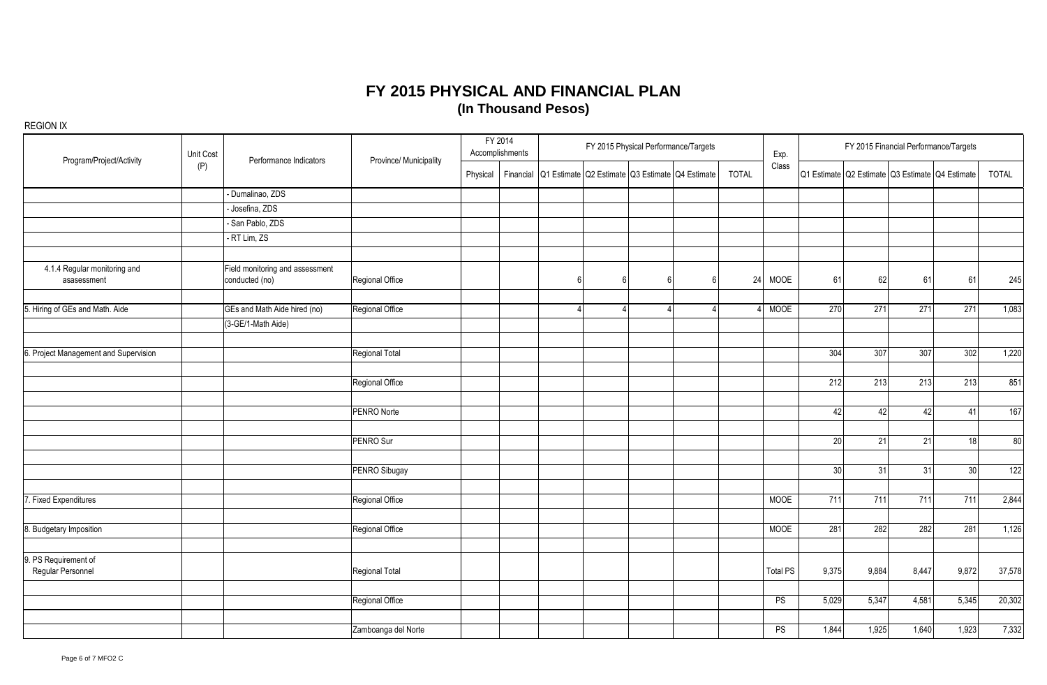# FY 2015 PHYSICAL AND FINANCIAL PLAN
## (In Thousand Pesos)

REGION IX

| Program/Project/Activity | Unit Cost (P) | Performance Indicators | Province/ Municipality | FY 2014 Accomplishments | | FY 2015 Physical Performance/Targets | | | | | Exp. Class | FY 2015 Financial Performance/Targets | | | | |
|---|---|---|---|---|---|---|---|---|---|---|---|---|---|---|---|---|
| | | | | Physical | Financial | Q1 Estimate | Q2 Estimate | Q3 Estimate | Q4 Estimate | TOTAL | | Q1 Estimate | Q2 Estimate | Q3 Estimate | Q4 Estimate | TOTAL |
| | | - Dumalinao, ZDS | | | | | | | | | | | | | | |
| | | - Josefina, ZDS | | | | | | | | | | | | | | |
| | | - San Pablo, ZDS | | | | | | | | | | | | | | |
| | | - RT Lim, ZS | | | | | | | | | | | | | | |
| 4.1.4 Regular monitoring and asasessment | | Field monitoring and assessment conducted (no) | Regional Office | | | 6 | 6 | 6 | 6 | 24 | MOOE | 61 | 62 | 61 | 61 | 245 |
| 5. Hiring of GEs and Math. Aide | | GEs and Math Aide hired (no) | Regional Office | | | 4 | 4 | 4 | 4 | 4 | MOOE | 270 | 271 | 271 | 271 | 1,083 |
| | | (3-GE/1-Math Aide) | | | | | | | | | | | | | | |
| 6. Project Management and Supervision | | | Regional Total | | | | | | | | | 304 | 307 | 307 | 302 | 1,220 |
| | | | Regional Office | | | | | | | | | 212 | 213 | 213 | 213 | 851 |
| | | | PENRO Norte | | | | | | | | | 42 | 42 | 42 | 41 | 167 |
| | | | PENRO Sur | | | | | | | | | 20 | 21 | 21 | 18 | 80 |
| | | | PENRO Sibugay | | | | | | | | | 30 | 31 | 31 | 30 | 122 |
| 7. Fixed Expenditures | | | Regional Office | | | | | | | | MOOE | 711 | 711 | 711 | 711 | 2,844 |
| 8. Budgetary Imposition | | | Regional Office | | | | | | | | MOOE | 281 | 282 | 282 | 281 | 1,126 |
| 9. PS Requirement of Regular Personnel | | | Regional Total | | | | | | | | Total PS | 9,375 | 9,884 | 8,447 | 9,872 | 37,578 |
| | | | Regional Office | | | | | | | | PS | 5,029 | 5,347 | 4,581 | 5,345 | 20,302 |
| | | | Zamboanga del Norte | | | | | | | | PS | 1,844 | 1,925 | 1,640 | 1,923 | 7,332 |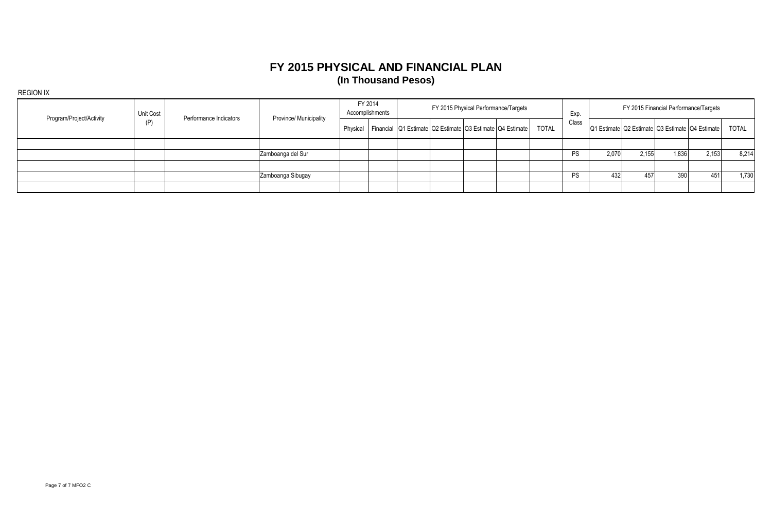# FY 2015 PHYSICAL AND FINANCIAL PLAN

## (In Thousand Pesos)

REGION IX

| Program/Project/Activity | Unit Cost (P) | Performance Indicators | Province/ Municipality | FY 2014 Accomplishments | | FY 2015 Physical Performance/Targets | | | | | Exp. Class | FY 2015 Financial Performance/Targets | | | | |
|---|---|---|---|---|---|---|---|---|---|---|---|---|---|---|---|---|
| | | | | Physical | Financial | Q1 Estimate | Q2 Estimate | Q3 Estimate | Q4 Estimate | TOTAL | | Q1 Estimate | Q2 Estimate | Q3 Estimate | Q4 Estimate | TOTAL |
| | | | | | | | | | | | | | | | | |
| | | | Zamboanga del Sur | | | | | | | | PS | 2,070 | 2,155 | 1,836 | 2,153 | 8,214 |
| | | | | | | | | | | | | | | | | |
| | | | Zamboanga Sibugay | | | | | | | | PS | 432 | 457 | 390 | 451 | 1,730 |
| | | | | | | | | | | | | | | | | |

Page 7 of 7 MFO2 C